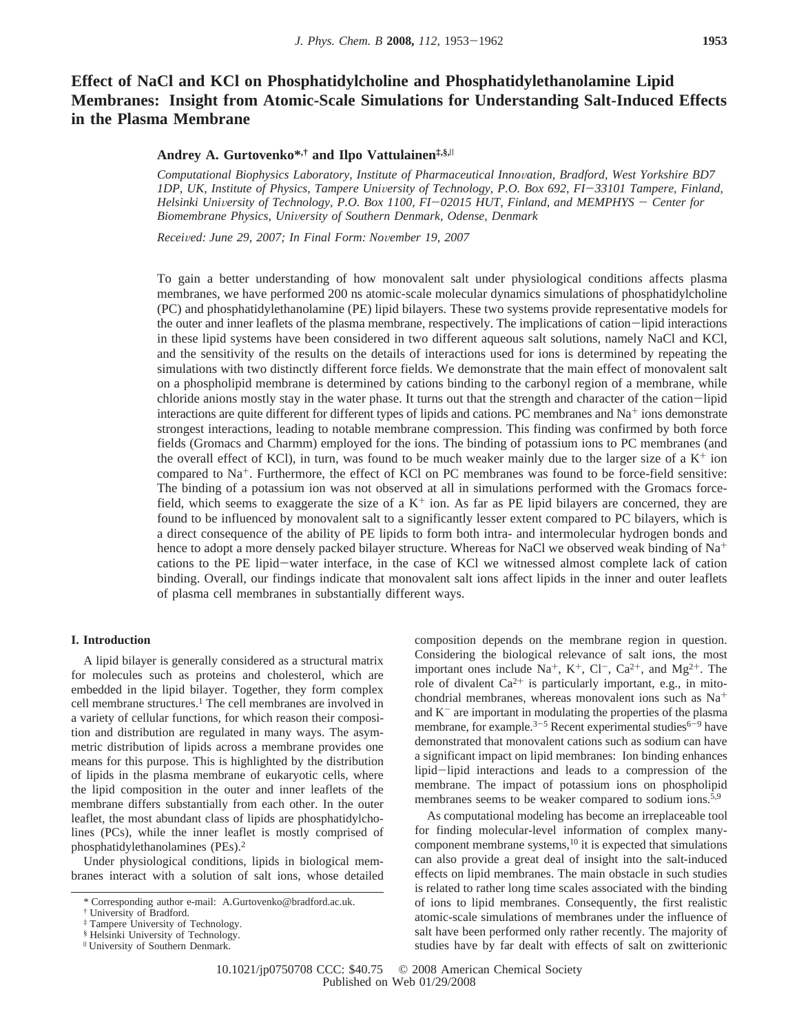# Effect of NaCl and KCl on Phosphatidylcholine and Phosphatidylethanolamine Lipid Membranes: Insight from Atomic-Scale Simulations for Understanding Salt-Induced Effects in the Plasma Membrane

**Andrey A. Gurtovenko\*,[†] and Ilpo Vattulainen[‡,§,||]**

*Computational Biophysics Laboratory, Institute of Pharmaceutical Innovation, Bradford, West Yorkshire BD7 1DP, UK, Institute of Physics, Tampere University of Technology, P.O. Box 692, FI−33101 Tampere, Finland, Helsinki University of Technology, P.O. Box 1100, FI−02015 HUT, Finland, and MEMPHYS − Center for Biomembrane Physics, University of Southern Denmark, Odense, Denmark*

*Received: June 29, 2007; In Final Form: November 19, 2007*

To gain a better understanding of how monovalent salt under physiological conditions affects plasma membranes, we have performed 200 ns atomic-scale molecular dynamics simulations of phosphatidylcholine (PC) and phosphatidylethanolamine (PE) lipid bilayers. These two systems provide representative models for the outer and inner leaflets of the plasma membrane, respectively. The implications of cation−lipid interactions in these lipid systems have been considered in two different aqueous salt solutions, namely NaCl and KCl, and the sensitivity of the results on the details of interactions used for ions is determined by repeating the simulations with two distinctly different force fields. We demonstrate that the main effect of monovalent salt on a phospholipid membrane is determined by cations binding to the carbonyl region of a membrane, while chloride anions mostly stay in the water phase. It turns out that the strength and character of the cation−lipid interactions are quite different for different types of lipids and cations. PC membranes and $Na^+$ ions demonstrate strongest interactions, leading to notable membrane compression. This finding was confirmed by both force fields (Gromacs and Charmm) employed for the ions. The binding of potassium ions to PC membranes (and the overall effect of KCl), in turn, was found to be much weaker mainly due to the larger size of a $K^+$ ion compared to $Na^+$. Furthermore, the effect of KCl on PC membranes was found to be force-field sensitive: The binding of a potassium ion was not observed at all in simulations performed with the Gromacs force-field, which seems to exaggerate the size of a $K^+$ ion. As far as PE lipid bilayers are concerned, they are found to be influenced by monovalent salt to a significantly lesser extent compared to PC bilayers, which is a direct consequence of the ability of PE lipids to form both intra- and intermolecular hydrogen bonds and hence to adopt a more densely packed bilayer structure. Whereas for NaCl we observed weak binding of $Na^+$ cations to the PE lipid−water interface, in the case of KCl we witnessed almost complete lack of cation binding. Overall, our findings indicate that monovalent salt ions affect lipids in the inner and outer leaflets of plasma cell membranes in substantially different ways.

## I. Introduction

A lipid bilayer is generally considered as a structural matrix for molecules such as proteins and cholesterol, which are embedded in the lipid bilayer. Together, they form complex cell membrane structures.[1] The cell membranes are involved in a variety of cellular functions, for which reason their composition and distribution are regulated in many ways. The asymmetric distribution of lipids across a membrane provides one means for this purpose. This is highlighted by the distribution of lipids in the plasma membrane of eukaryotic cells, where the lipid composition in the outer and inner leaflets of the membrane differs substantially from each other. In the outer leaflet, the most abundant class of lipids are phosphatidylcholines (PCs), while the inner leaflet is mostly comprised of phosphatidylethanolamines (PEs).[2]

Under physiological conditions, lipids in biological membranes interact with a solution of salt ions, whose detailed composition depends on the membrane region in question. Considering the biological relevance of salt ions, the most important ones include $Na^+$, $K^+$, $Cl^-$, $Ca^{2+}$, and $Mg^{2+}$. The role of divalent $Ca^{2+}$ is particularly important, e.g., in mitochondrial membranes, whereas monovalent ions such as $Na^+$ and $K^-$ are important in modulating the properties of the plasma membrane, for example.[3−5] Recent experimental studies[6−9] have demonstrated that monovalent cations such as sodium can have a significant impact on lipid membranes: Ion binding enhances lipid−lipid interactions and leads to a compression of the membrane. The impact of potassium ions on phospholipid membranes seems to be weaker compared to sodium ions.[5,9]

As computational modeling has become an irreplaceable tool for finding molecular-level information of complex many-component membrane systems,[10] it is expected that simulations can also provide a great deal of insight into the salt-induced effects on lipid membranes. The main obstacle in such studies is related to rather long time scales associated with the binding of ions to lipid membranes. Consequently, the first realistic atomic-scale simulations of membranes under the influence of salt have been performed only rather recently. The majority of studies have by far dealt with effects of salt on zwitterionic

\* Corresponding author e-mail: A.Gurtovenko@bradford.ac.uk.
[†] University of Bradford.
[‡] Tampere University of Technology.
[§] Helsinki University of Technology.
[||] University of Southern Denmark.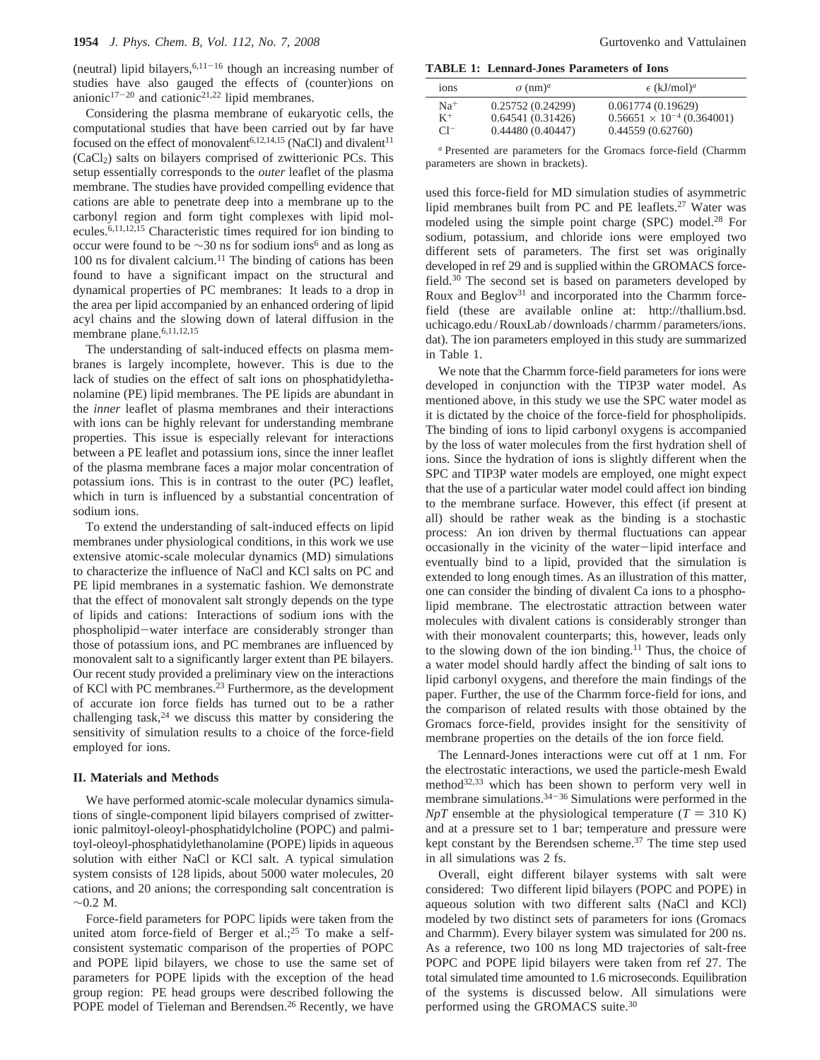(neutral) lipid bilayers,[6,11−16] though an increasing number of studies have also gauged the effects of (counter)ions on anionic[17−20] and cationic[21,22] lipid membranes.

Considering the plasma membrane of eukaryotic cells, the computational studies that have been carried out by far have focused on the effect of monovalent[6,12,14,15] (NaCl) and divalent[11] ($CaCl_2$) salts on bilayers comprised of zwitterionic PCs. This setup essentially corresponds to the *outer* leaflet of the plasma membrane. The studies have provided compelling evidence that cations are able to penetrate deep into a membrane up to the carbonyl region and form tight complexes with lipid molecules.[6,11,12,15] Characteristic times required for ion binding to occur were found to be ∼30 ns for sodium ions[6] and as long as 100 ns for divalent calcium.[11] The binding of cations has been found to have a significant impact on the structural and dynamical properties of PC membranes: It leads to a drop in the area per lipid accompanied by an enhanced ordering of lipid acyl chains and the slowing down of lateral diffusion in the membrane plane.[6,11,12,15]

The understanding of salt-induced effects on plasma membranes is largely incomplete, however. This is due to the lack of studies on the effect of salt ions on phosphatidylethanolamine (PE) lipid membranes. The PE lipids are abundant in the *inner* leaflet of plasma membranes and their interactions with ions can be highly relevant for understanding membrane properties. This issue is especially relevant for interactions between a PE leaflet and potassium ions, since the inner leaflet of the plasma membrane faces a major molar concentration of potassium ions. This is in contrast to the outer (PC) leaflet, which in turn is influenced by a substantial concentration of sodium ions.

To extend the understanding of salt-induced effects on lipid membranes under physiological conditions, in this work we use extensive atomic-scale molecular dynamics (MD) simulations to characterize the influence of NaCl and KCl salts on PC and PE lipid membranes in a systematic fashion. We demonstrate that the effect of monovalent salt strongly depends on the type of lipids and cations: Interactions of sodium ions with the phospholipid−water interface are considerably stronger than those of potassium ions, and PC membranes are influenced by monovalent salt to a significantly larger extent than PE bilayers. Our recent study provided a preliminary view on the interactions of KCl with PC membranes.[23] Furthermore, as the development of accurate ion force fields has turned out to be a rather challenging task,[24] we discuss this matter by considering the sensitivity of simulation results to a choice of the force-field employed for ions.

## II. Materials and Methods

We have performed atomic-scale molecular dynamics simulations of single-component lipid bilayers comprised of zwitterionic palmitoyl-oleoyl-phosphatidylcholine (POPC) and palmitoyl-oleoyl-phosphatidylethanolamine (POPE) lipids in aqueous solution with either NaCl or KCl salt. A typical simulation system consists of 128 lipids, about 5000 water molecules, 20 cations, and 20 anions; the corresponding salt concentration is ∼0.2 M.

Force-field parameters for POPC lipids were taken from the united atom force-field of Berger et al.;[25] To make a self-consistent systematic comparison of the properties of POPC and POPE lipid bilayers, we chose to use the same set of parameters for POPE lipids with the exception of the head group region: PE head groups were described following the POPE model of Tieleman and Berendsen.[26] Recently, we have used this force-field for MD simulation studies of asymmetric lipid membranes built from PC and PE leaflets.[27] Water was modeled using the simple point charge (SPC) model.[28] For sodium, potassium, and chloride ions were employed two different sets of parameters. The first set was originally developed in ref 29 and is supplied within the GROMACS force-field.[30] The second set is based on parameters developed by Roux and Beglov[31] and incorporated into the Charmm force-field (these are available online at: http://thallium.bsd.uchicago.edu/RouxLab/downloads/charmm/parameters/ions.dat). The ion parameters employed in this study are summarized in Table 1.

**TABLE 1: Lennard-Jones Parameters of Ions**

| ions | $\sigma$ (nm)[a] | $\epsilon$ (kJ/mol)[a] |
|---|---|---|
| $Na^+$ | 0.25752 (0.24299) | 0.061774 (0.19629) |
| $K^+$ | 0.64541 (0.31426) | $0.56651 \times 10^{-4}$ (0.364001) |
| $Cl^-$ | 0.44480 (0.40447) | 0.44559 (0.62760) |

[a] Presented are parameters for the Gromacs force-field (Charmm parameters are shown in brackets).

We note that the Charmm force-field parameters for ions were developed in conjunction with the TIP3P water model. As mentioned above, in this study we use the SPC water model as it is dictated by the choice of the force-field for phospholipids. The binding of ions to lipid carbonyl oxygens is accompanied by the loss of water molecules from the first hydration shell of ions. Since the hydration of ions is slightly different when the SPC and TIP3P water models are employed, one might expect that the use of a particular water model could affect ion binding to the membrane surface. However, this effect (if present at all) should be rather weak as the binding is a stochastic process: An ion driven by thermal fluctuations can appear occasionally in the vicinity of the water−lipid interface and eventually bind to a lipid, provided that the simulation is extended to long enough times. As an illustration of this matter, one can consider the binding of divalent Ca ions to a phospholipid membrane. The electrostatic attraction between water molecules with divalent cations is considerably stronger than with their monovalent counterparts; this, however, leads only to the slowing down of the ion binding.[11] Thus, the choice of a water model should hardly affect the binding of salt ions to lipid carbonyl oxygens, and therefore the main findings of the paper. Further, the use of the Charmm force-field for ions, and the comparison of related results with those obtained by the Gromacs force-field, provides insight for the sensitivity of membrane properties on the details of the ion force field.

The Lennard-Jones interactions were cut off at 1 nm. For the electrostatic interactions, we used the particle-mesh Ewald method[32,33] which has been shown to perform very well in membrane simulations.[34−36] Simulations were performed in the *NpT* ensemble at the physiological temperature ($T$ = 310 K) and at a pressure set to 1 bar; temperature and pressure were kept constant by the Berendsen scheme.[37] The time step used in all simulations was 2 fs.

Overall, eight different bilayer systems with salt were considered: Two different lipid bilayers (POPC and POPE) in aqueous solution with two different salts (NaCl and KCl) modeled by two distinct sets of parameters for ions (Gromacs and Charmm). Every bilayer system was simulated for 200 ns. As a reference, two 100 ns long MD trajectories of salt-free POPC and POPE lipid bilayers were taken from ref 27. The total simulated time amounted to 1.6 microseconds. Equilibration of the systems is discussed below. All simulations were performed using the GROMACS suite.[30]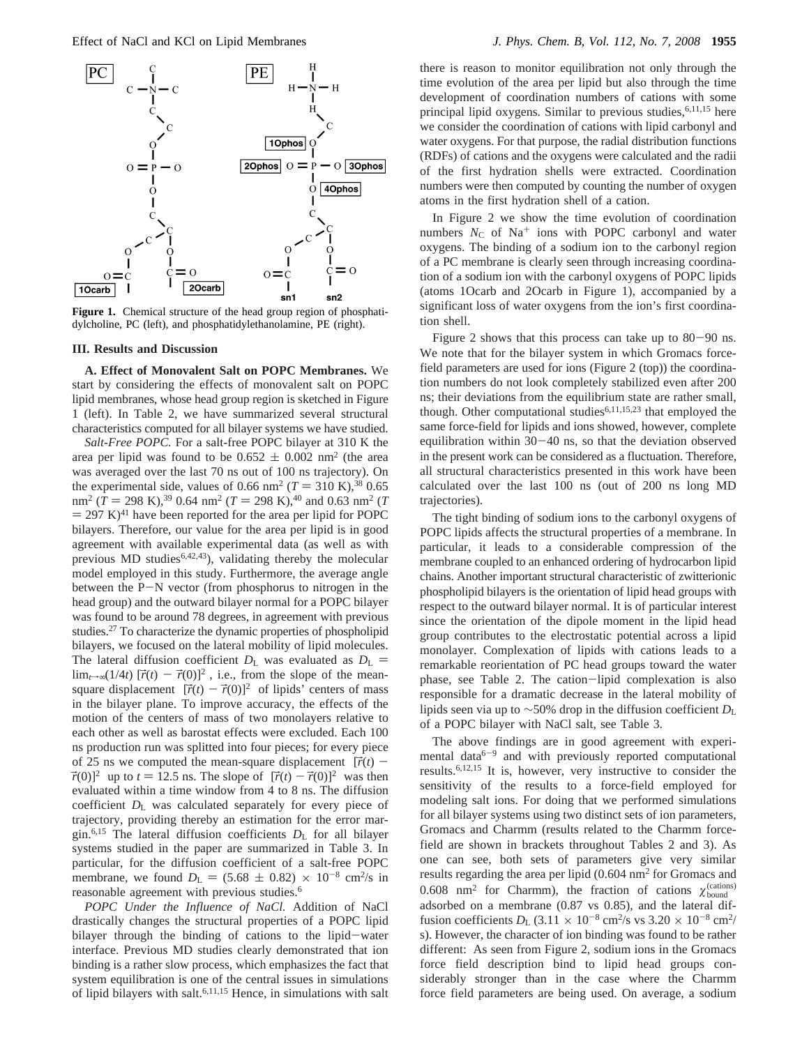**Figure 1.** Chemical structure of the head group region of phosphatidylcholine, PC (left), and phosphatidylethanolamine, PE (right).

### III. Results and Discussion

**A. Effect of Monovalent Salt on POPC Membranes.** We start by considering the effects of monovalent salt on POPC lipid membranes, whose head group region is sketched in Figure 1 (left). In Table 2, we have summarized several structural characteristics computed for all bilayer systems we have studied.

*Salt-Free POPC.* For a salt-free POPC bilayer at 310 K the area per lipid was found to be $0.652 \pm 0.002$ nm$^2$ (the area was averaged over the last 70 ns out of 100 ns trajectory). On the experimental side, values of 0.66 nm$^2$ ($T = 310$ K),[38] 0.65 nm$^2$ ($T = 298$ K),[39] 0.64 nm$^2$ ($T = 298$ K),[40] and 0.63 nm$^2$ ($T = 297$ K)[41] have been reported for the area per lipid for POPC bilayers. Therefore, our value for the area per lipid is in good agreement with available experimental data (as well as with previous MD studies[6,42,43]), validating thereby the molecular model employed in this study. Furthermore, the average angle between the P–N vector (from phosphorus to nitrogen in the head group) and the outward bilayer normal for a POPC bilayer was found to be around 78 degrees, in agreement with previous studies.[27] To characterize the dynamic properties of phospholipid bilayers, we focused on the lateral mobility of lipid molecules. The lateral diffusion coefficient $D_L$ was evaluated as $D_L = \lim_{t\to\infty}(1/4t)\,[\vec{r}(t) - \vec{r}(0)]^2$ , i.e., from the slope of the mean-square displacement $[\vec{r}(t) - \vec{r}(0)]^2$ of lipids' centers of mass in the bilayer plane. To improve accuracy, the effects of the motion of the centers of mass of two monolayers relative to each other as well as barostat effects were excluded. Each 100 ns production run was splitted into four pieces; for every piece of 25 ns we computed the mean-square displacement $[\vec{r}(t) - \vec{r}(0)]^2$ up to $t = 12.5$ ns. The slope of $[\vec{r}(t) - \vec{r}(0)]^2$ was then evaluated within a time window from 4 to 8 ns. The diffusion coefficient $D_L$ was calculated separately for every piece of trajectory, providing thereby an estimation for the error margin.[6,15] The lateral diffusion coefficients $D_L$ for all bilayer systems studied in the paper are summarized in Table 3. In particular, for the diffusion coefficient of a salt-free POPC membrane, we found $D_L = (5.68 \pm 0.82) \times 10^{-8}$ cm$^2$/s in reasonable agreement with previous studies.[6]

*POPC Under the Influence of NaCl.* Addition of NaCl drastically changes the structural properties of a POPC lipid bilayer through the binding of cations to the lipid–water interface. Previous MD studies clearly demonstrated that ion binding is a rather slow process, which emphasizes the fact that system equilibration is one of the central issues in simulations of lipid bilayers with salt.[6,11,15] Hence, in simulations with salt there is reason to monitor equilibration not only through the time evolution of the area per lipid but also through the time development of coordination numbers of cations with some principal lipid oxygens. Similar to previous studies,[6,11,15] here we consider the coordination of cations with lipid carbonyl and water oxygens. For that purpose, the radial distribution functions (RDFs) of cations and the oxygens were calculated and the radii of the first hydration shells were extracted. Coordination numbers were then computed by counting the number of oxygen atoms in the first hydration shell of a cation.

In Figure 2 we show the time evolution of coordination numbers $N_C$ of $Na^+$ ions with POPC carbonyl and water oxygens. The binding of a sodium ion to the carbonyl region of a PC membrane is clearly seen through increasing coordination of a sodium ion with the carbonyl oxygens of POPC lipids (atoms 1Ocarb and 2Ocarb in Figure 1), accompanied by a significant loss of water oxygens from the ion's first coordination shell.

Figure 2 shows that this process can take up to 80–90 ns. We note that for the bilayer system in which Gromacs force-field parameters are used for ions (Figure 2 (top)) the coordination numbers do not look completely stabilized even after 200 ns; their deviations from the equilibrium state are rather small, though. Other computational studies[6,11,15,23] that employed the same force-field for lipids and ions showed, however, complete equilibration within 30–40 ns, so that the deviation observed in the present work can be considered as a fluctuation. Therefore, all structural characteristics presented in this work have been calculated over the last 100 ns (out of 200 ns long MD trajectories).

The tight binding of sodium ions to the carbonyl oxygens of POPC lipids affects the structural properties of a membrane. In particular, it leads to a considerable compression of the membrane coupled to an enhanced ordering of hydrocarbon lipid chains. Another important structural characteristic of zwitterionic phospholipid bilayers is the orientation of lipid head groups with respect to the outward bilayer normal. It is of particular interest since the orientation of the dipole moment in the lipid head group contributes to the electrostatic potential across a lipid monolayer. Complexation of lipids with cations leads to a remarkable reorientation of PC head groups toward the water phase, see Table 2. The cation–lipid complexation is also responsible for a dramatic decrease in the lateral mobility of lipids seen via up to ~50% drop in the diffusion coefficient $D_L$ of a POPC bilayer with NaCl salt, see Table 3.

The above findings are in good agreement with experimental data[6–9] and with previously reported computational results.[6,12,15] It is, however, very instructive to consider the sensitivity of the results to a force-field employed for modeling salt ions. For doing that we performed simulations for all bilayer systems using two distinct sets of ion parameters, Gromacs and Charmm (results related to the Charmm force-field are shown in brackets throughout Tables 2 and 3). As one can see, both sets of parameters give very similar results regarding the area per lipid (0.604 nm$^2$ for Gromacs and 0.608 nm$^2$ for Charmm), the fraction of cations $\chi^{(\mathrm{cations})}_{\mathrm{bound}}$ adsorbed on a membrane (0.87 vs 0.85), and the lateral diffusion coefficients $D_L$ ($3.11 \times 10^{-8}$ cm$^2$/s vs $3.20 \times 10^{-8}$ cm$^2$/s). However, the character of ion binding was found to be rather different: As seen from Figure 2, sodium ions in the Gromacs force field description bind to lipid head groups considerably stronger than in the case where the Charmm force field parameters are being used. On average, a sodium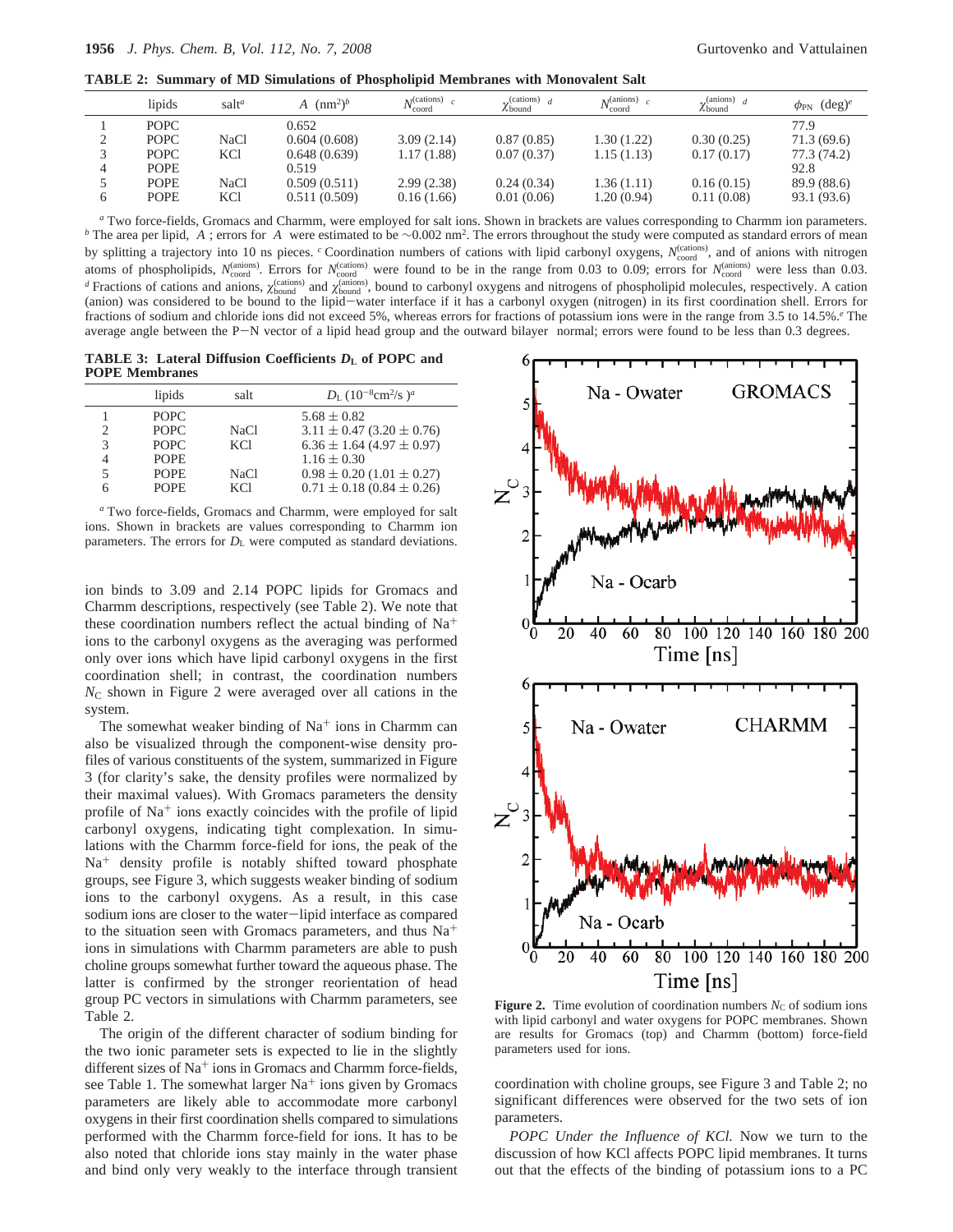**TABLE 2: Summary of MD Simulations of Phospholipid Membranes with Monovalent Salt**

| | lipids | salt[a] | $A$ (nm$^2$)[b] | $N_{\text{coord}}^{\text{(cations)}}$ [c] | $\chi_{\text{bound}}^{\text{(cations)}}$ [d] | $N_{\text{coord}}^{\text{(anions)}}$ [c] | $\chi_{\text{bound}}^{\text{(anions)}}$ [d] | $\phi_{\text{PN}}$ (deg)[e] |
|---|---|---|---|---|---|---|---|---|
| 1 | POPC | | 0.652 | | | | | 77.9 |
| 2 | POPC | NaCl | 0.604 (0.608) | 3.09 (2.14) | 0.87 (0.85) | 1.30 (1.22) | 0.30 (0.25) | 71.3 (69.6) |
| 3 | POPC | KCl | 0.648 (0.639) | 1.17 (1.88) | 0.07 (0.37) | 1.15 (1.13) | 0.17 (0.17) | 77.3 (74.2) |
| 4 | POPE | | 0.519 | | | | | 92.8 |
| 5 | POPE | NaCl | 0.509 (0.511) | 2.99 (2.38) | 0.24 (0.34) | 1.36 (1.11) | 0.16 (0.15) | 89.9 (88.6) |
| 6 | POPE | KCl | 0.511 (0.509) | 0.16 (1.66) | 0.01 (0.06) | 1.20 (0.94) | 0.11 (0.08) | 93.1 (93.6) |

[a] Two force-fields, Gromacs and Charmm, were employed for salt ions. Shown in brackets are values corresponding to Charmm ion parameters. [b] The area per lipid, $A$ ; errors for $A$ were estimated to be ~0.002 nm$^2$. The errors throughout the study were computed as standard errors of mean by splitting a trajectory into 10 ns pieces. [c] Coordination numbers of cations with lipid carbonyl oxygens, $N_{\text{coord}}^{\text{(cations)}}$, and of anions with nitrogen atoms of phospholipids, $N_{\text{coord}}^{\text{(anions)}}$. Errors for $N_{\text{coord}}^{\text{(cations)}}$ were found to be in the range from 0.03 to 0.09; errors for $N_{\text{coord}}^{\text{(anions)}}$ were less than 0.03. [d] Fractions of cations and anions, $\chi_{\text{bound}}^{\text{(cations)}}$ and $\chi_{\text{bound}}^{\text{(anions)}}$, bound to carbonyl oxygens and nitrogens of phospholipid molecules, respectively. A cation (anion) was considered to be bound to the lipid−water interface if it has a carbonyl oxygen (nitrogen) in its first coordination shell. Errors for fractions of sodium and chloride ions did not exceed 5%, whereas errors for fractions of potassium ions were in the range from 3.5 to 14.5%. [e] The average angle between the P−N vector of a lipid head group and the outward bilayer normal; errors were found to be less than 0.3 degrees.

**TABLE 3: Lateral Diffusion Coefficients $D_L$ of POPC and POPE Membranes**

| | lipids | salt | $D_L$ ($10^{-8}$cm$^2$/s )[a] |
|---|---|---|---|
| 1 | POPC | | 5.68 ± 0.82 |
| 2 | POPC | NaCl | 3.11 ± 0.47 (3.20 ± 0.76) |
| 3 | POPC | KCl | 6.36 ± 1.64 (4.97 ± 0.97) |
| 4 | POPE | | 1.16 ± 0.30 |
| 5 | POPE | NaCl | 0.98 ± 0.20 (1.01 ± 0.27) |
| 6 | POPE | KCl | 0.71 ± 0.18 (0.84 ± 0.26) |

[a] Two force-fields, Gromacs and Charmm, were employed for salt ions. Shown in brackets are values corresponding to Charmm ion parameters. The errors for $D_L$ were computed as standard deviations.

ion binds to 3.09 and 2.14 POPC lipids for Gromacs and Charmm descriptions, respectively (see Table 2). We note that these coordination numbers reflect the actual binding of $Na^+$ ions to the carbonyl oxygens as the averaging was performed only over ions which have lipid carbonyl oxygens in the first coordination shell; in contrast, the coordination numbers $N_C$ shown in Figure 2 were averaged over all cations in the system.

The somewhat weaker binding of $Na^+$ ions in Charmm can also be visualized through the component-wise density profiles of various constituents of the system, summarized in Figure 3 (for clarity's sake, the density profiles were normalized by their maximal values). With Gromacs parameters the density profile of $Na^+$ ions exactly coincides with the profile of lipid carbonyl oxygens, indicating tight complexation. In simulations with the Charmm force-field for ions, the peak of the $Na^+$ density profile is notably shifted toward phosphate groups, see Figure 3, which suggests weaker binding of sodium ions to the carbonyl oxygens. As a result, in this case sodium ions are closer to the water−lipid interface as compared to the situation seen with Gromacs parameters, and thus $Na^+$ ions in simulations with Charmm parameters are able to push choline groups somewhat further toward the aqueous phase. The latter is confirmed by the stronger reorientation of head group PC vectors in simulations with Charmm parameters, see Table 2.

The origin of the different character of sodium binding for the two ionic parameter sets is expected to lie in the slightly different sizes of $Na^+$ ions in Gromacs and Charmm force-fields, see Table 1. The somewhat larger $Na^+$ ions given by Gromacs parameters are likely able to accommodate more carbonyl oxygens in their first coordination shells compared to simulations performed with the Charmm force-field for ions. It has to be also noted that chloride ions stay mainly in the water phase and bind only very weakly to the interface through transient coordination with choline groups, see Figure 3 and Table 2; no significant differences were observed for the two sets of ion parameters.

**Figure 2.** Time evolution of coordination numbers $N_C$ of sodium ions with lipid carbonyl and water oxygens for POPC membranes. Shown are results for Gromacs (top) and Charmm (bottom) force-field parameters used for ions.

*POPC Under the Influence of KCl.* Now we turn to the discussion of how KCl affects POPC lipid membranes. It turns out that the effects of the binding of potassium ions to a PC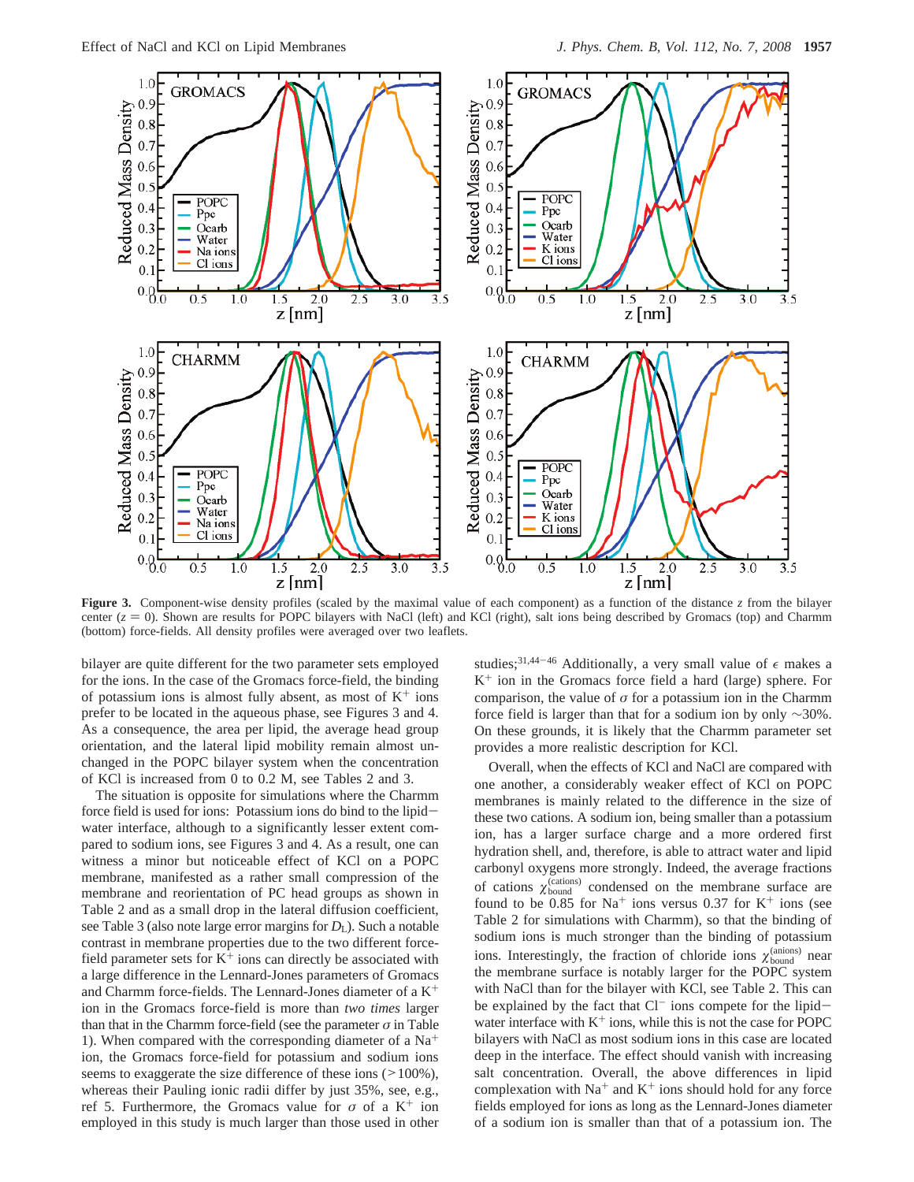**Figure 3.** Component-wise density profiles (scaled by the maximal value of each component) as a function of the distance $z$ from the bilayer center ($z = 0$). Shown are results for POPC bilayers with NaCl (left) and KCl (right), salt ions being described by Gromacs (top) and Charmm (bottom) force-fields. All density profiles were averaged over two leaflets.

bilayer are quite different for the two parameter sets employed for the ions. In the case of the Gromacs force-field, the binding of potassium ions is almost fully absent, as most of $K^+$ ions prefer to be located in the aqueous phase, see Figures 3 and 4. As a consequence, the area per lipid, the average head group orientation, and the lateral lipid mobility remain almost unchanged in the POPC bilayer system when the concentration of KCl is increased from 0 to 0.2 M, see Tables 2 and 3.

The situation is opposite for simulations where the Charmm force field is used for ions: Potassium ions do bind to the lipid–water interface, although to a significantly lesser extent compared to sodium ions, see Figures 3 and 4. As a result, one can witness a minor but noticeable effect of KCl on a POPC membrane, manifested as a rather small compression of the membrane and reorientation of PC head groups as shown in Table 2 and as a small drop in the lateral diffusion coefficient, see Table 3 (also note large error margins for $D_L$). Such a notable contrast in membrane properties due to the two different force-field parameter sets for $K^+$ ions can directly be associated with a large difference in the Lennard-Jones parameters of Gromacs and Charmm force-fields. The Lennard-Jones diameter of a $K^+$ ion in the Gromacs force-field is more than *two times* larger than that in the Charmm force-field (see the parameter $\sigma$ in Table 1). When compared with the corresponding diameter of a $Na^+$ ion, the Gromacs force-field for potassium and sodium ions seems to exaggerate the size difference of these ions (>100%), whereas their Pauling ionic radii differ by just 35%, see, e.g., ref 5. Furthermore, the Gromacs value for $\sigma$ of a $K^+$ ion employed in this study is much larger than those used in other studies;[31,44-46] Additionally, a very small value of $\epsilon$ makes a $K^+$ ion in the Gromacs force field a hard (large) sphere. For comparison, the value of $\sigma$ for a potassium ion in the Charmm force field is larger than that for a sodium ion by only ~30%. On these grounds, it is likely that the Charmm parameter set provides a more realistic description for KCl.

Overall, when the effects of KCl and NaCl are compared with one another, a considerably weaker effect of KCl on POPC membranes is mainly related to the difference in the size of these two cations. A sodium ion, being smaller than a potassium ion, has a larger surface charge and a more ordered first hydration shell, and, therefore, is able to attract water and lipid carbonyl oxygens more strongly. Indeed, the average fractions of cations $\chi_{\text{bound}}^{(\text{cations})}$ condensed on the membrane surface are found to be 0.85 for $Na^+$ ions versus 0.37 for $K^+$ ions (see Table 2 for simulations with Charmm), so that the binding of sodium ions is much stronger than the binding of potassium ions. Interestingly, the fraction of chloride ions $\chi_{\text{bound}}^{(\text{anions})}$ near the membrane surface is notably larger for the POPC system with NaCl than for the bilayer with KCl, see Table 2. This can be explained by the fact that $Cl^-$ ions compete for the lipid–water interface with $K^+$ ions, while this is not the case for POPC bilayers with NaCl as most sodium ions in this case are located deep in the interface. The effect should vanish with increasing salt concentration. Overall, the above differences in lipid complexation with $Na^+$ and $K^+$ ions should hold for any force fields employed for ions as long as the Lennard-Jones diameter of a sodium ion is smaller than that of a potassium ion. The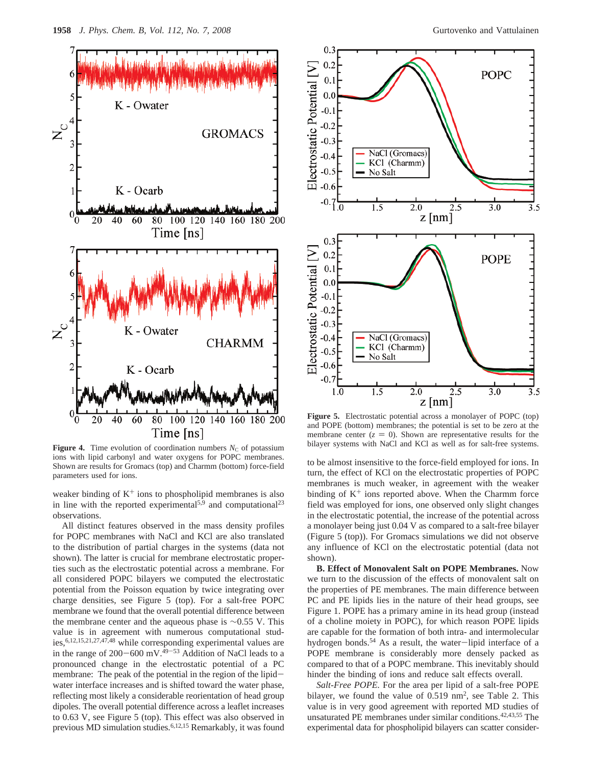**Figure 4.** Time evolution of coordination numbers $N_C$ of potassium ions with lipid carbonyl and water oxygens for POPC membranes. Shown are results for Gromacs (top) and Charmm (bottom) force-field parameters used for ions.

weaker binding of $K^+$ ions to phospholipid membranes is also in line with the reported experimental[5,9] and computational[23] observations.

All distinct features observed in the mass density profiles for POPC membranes with NaCl and KCl are also translated to the distribution of partial charges in the systems (data not shown). The latter is crucial for membrane electrostatic properties such as the electrostatic potential across a membrane. For all considered POPC bilayers we computed the electrostatic potential from the Poisson equation by twice integrating over charge densities, see Figure 5 (top). For a salt-free POPC membrane we found that the overall potential difference between the membrane center and the aqueous phase is ~0.55 V. This value is in agreement with numerous computational studies,[6,12,15,21,27,47,48] while corresponding experimental values are in the range of 200−600 mV.[49−53] Addition of NaCl leads to a pronounced change in the electrostatic potential of a PC membrane: The peak of the potential in the region of the lipid−water interface increases and is shifted toward the water phase, reflecting most likely a considerable reorientation of head group dipoles. The overall potential difference across a leaflet increases to 0.63 V, see Figure 5 (top). This effect was also observed in previous MD simulation studies.[6,12,15] Remarkably, it was found

**Figure 5.** Electrostatic potential across a monolayer of POPC (top) and POPE (bottom) membranes; the potential is set to be zero at the membrane center ($z = 0$). Shown are representative results for the bilayer systems with NaCl and KCl as well as for salt-free systems.

to be almost insensitive to the force-field employed for ions. In turn, the effect of KCl on the electrostatic properties of POPC membranes is much weaker, in agreement with the weaker binding of $K^+$ ions reported above. When the Charmm force field was employed for ions, one observed only slight changes in the electrostatic potential, the increase of the potential across a monolayer being just 0.04 V as compared to a salt-free bilayer (Figure 5 (top)). For Gromacs simulations we did not observe any influence of KCl on the electrostatic potential (data not shown).

**B. Effect of Monovalent Salt on POPE Membranes.** Now we turn to the discussion of the effects of monovalent salt on the properties of PE membranes. The main difference between PC and PE lipids lies in the nature of their head groups, see Figure 1. POPE has a primary amine in its head group (instead of a choline moiety in POPC), for which reason POPE lipids are capable for the formation of both intra- and intermolecular hydrogen bonds.[54] As a result, the water−lipid interface of a POPE membrane is considerably more densely packed as compared to that of a POPC membrane. This inevitably should hinder the binding of ions and reduce salt effects overall.

*Salt-Free POPE.* For the area per lipid of a salt-free POPE bilayer, we found the value of 0.519 nm$^2$, see Table 2. This value is in very good agreement with reported MD studies of unsaturated PE membranes under similar conditions.[42,43,55] The experimental data for phospholipid bilayers can scatter consider-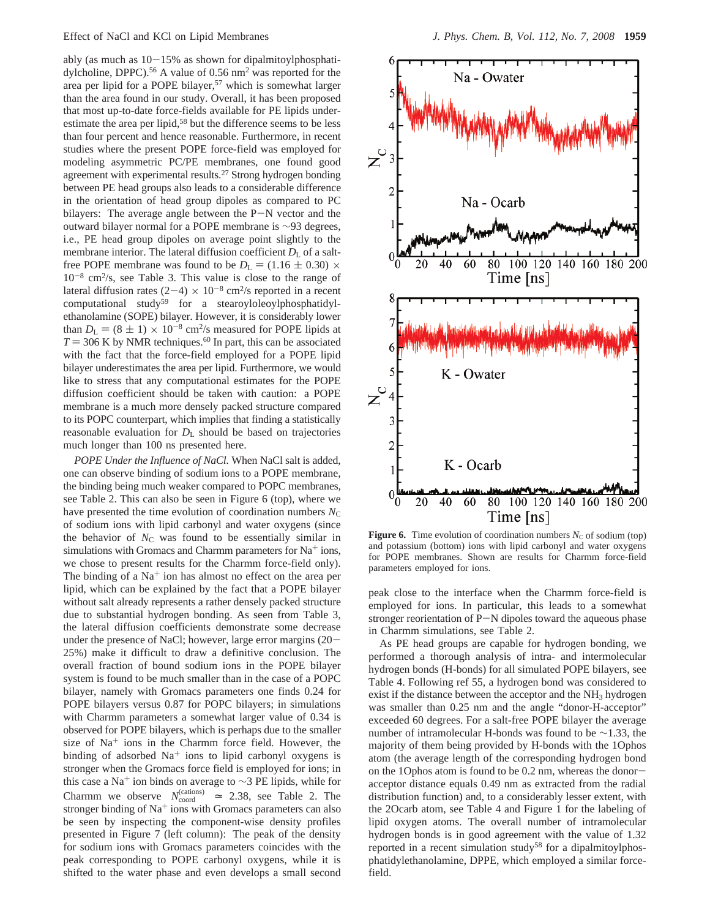ably (as much as 10−15% as shown for dipalmitoylphosphatidylcholine, DPPC).[56] A value of 0.56 nm$^2$ was reported for the area per lipid for a POPE bilayer,[57] which is somewhat larger than the area found in our study. Overall, it has been proposed that most up-to-date force-fields available for PE lipids underestimate the area per lipid,[58] but the difference seems to be less than four percent and hence reasonable. Furthermore, in recent studies where the present POPE force-field was employed for modeling asymmetric PC/PE membranes, one found good agreement with experimental results.[27] Strong hydrogen bonding between PE head groups also leads to a considerable difference in the orientation of head group dipoles as compared to PC bilayers: The average angle between the P−N vector and the outward bilayer normal for a POPE membrane is ∼93 degrees, i.e., PE head group dipoles on average point slightly to the membrane interior. The lateral diffusion coefficient $D_L$ of a salt-free POPE membrane was found to be $D_L = (1.16 \pm 0.30) \times 10^{-8}$ cm$^2$/s, see Table 3. This value is close to the range of lateral diffusion rates $(2-4) \times 10^{-8}$ cm$^2$/s reported in a recent computational study[59] for a stearoyloleoylphosphatidylethanolamine (SOPE) bilayer. However, it is considerably lower than $D_L = (8 \pm 1) \times 10^{-8}$ cm$^2$/s measured for POPE lipids at $T = 306$ K by NMR techniques.[60] In part, this can be associated with the fact that the force-field employed for a POPE lipid bilayer underestimates the area per lipid. Furthermore, we would like to stress that any computational estimates for the POPE diffusion coefficient should be taken with caution: a POPE membrane is a much more densely packed structure compared to its POPC counterpart, which implies that finding a statistically reasonable evaluation for $D_L$ should be based on trajectories much longer than 100 ns presented here.

*POPE Under the Influence of NaCl.* When NaCl salt is added, one can observe binding of sodium ions to a POPE membrane, the binding being much weaker compared to POPC membranes, see Table 2. This can also be seen in Figure 6 (top), where we have presented the time evolution of coordination numbers $N_C$ of sodium ions with lipid carbonyl and water oxygens (since the behavior of $N_C$ was found to be essentially similar in simulations with Gromacs and Charmm parameters for Na$^+$ ions, we chose to present results for the Charmm force-field only). The binding of a Na$^+$ ion has almost no effect on the area per lipid, which can be explained by the fact that a POPE bilayer without salt already represents a rather densely packed structure due to substantial hydrogen bonding. As seen from Table 3, the lateral diffusion coefficients demonstrate some decrease under the presence of NaCl; however, large error margins (20−25%) make it difficult to draw a definitive conclusion. The overall fraction of bound sodium ions in the POPE bilayer system is found to be much smaller than in the case of a POPC bilayer, namely with Gromacs parameters one finds 0.24 for POPE bilayers versus 0.87 for POPC bilayers; in simulations with Charmm parameters a somewhat larger value of 0.34 is observed for POPE bilayers, which is perhaps due to the smaller size of Na$^+$ ions in the Charmm force field. However, the binding of adsorbed Na$^+$ ions to lipid carbonyl oxygens is stronger when the Gromacs force field is employed for ions; in this case a Na$^+$ ion binds on average to ∼3 PE lipids, while for Charmm we observe $N_{\text{coord}}^{(\text{cations})} \simeq 2.38$, see Table 2. The stronger binding of Na$^+$ ions with Gromacs parameters can also be seen by inspecting the component-wise density profiles presented in Figure 7 (left column): The peak of the density for sodium ions with Gromacs parameters coincides with the peak corresponding to POPE carbonyl oxygens, while it is shifted to the water phase and even develops a small second peak close to the interface when the Charmm force-field is employed for ions. In particular, this leads to a somewhat stronger reorientation of P−N dipoles toward the aqueous phase in Charmm simulations, see Table 2.

**Figure 6.** Time evolution of coordination numbers $N_C$ of sodium (top) and potassium (bottom) ions with lipid carbonyl and water oxygens for POPE membranes. Shown are results for Charmm force-field parameters employed for ions.

As PE head groups are capable for hydrogen bonding, we performed a thorough analysis of intra- and intermolecular hydrogen bonds (H-bonds) for all simulated POPE bilayers, see Table 4. Following ref 55, a hydrogen bond was considered to exist if the distance between the acceptor and the $NH_3$ hydrogen was smaller than 0.25 nm and the angle "donor-H-acceptor" exceeded 60 degrees. For a salt-free POPE bilayer the average number of intramolecular H-bonds was found to be ∼1.33, the majority of them being provided by H-bonds with the 1Ophos atom (the average length of the corresponding hydrogen bond on the 1Ophos atom is found to be 0.2 nm, whereas the donor−acceptor distance equals 0.49 nm as extracted from the radial distribution function) and, to a considerably lesser extent, with the 2Ocarb atom, see Table 4 and Figure 1 for the labeling of lipid oxygen atoms. The overall number of intramolecular hydrogen bonds is in good agreement with the value of 1.32 reported in a recent simulation study[58] for a dipalmitoylphosphatidylethanolamine, DPPE, which employed a similar force-field.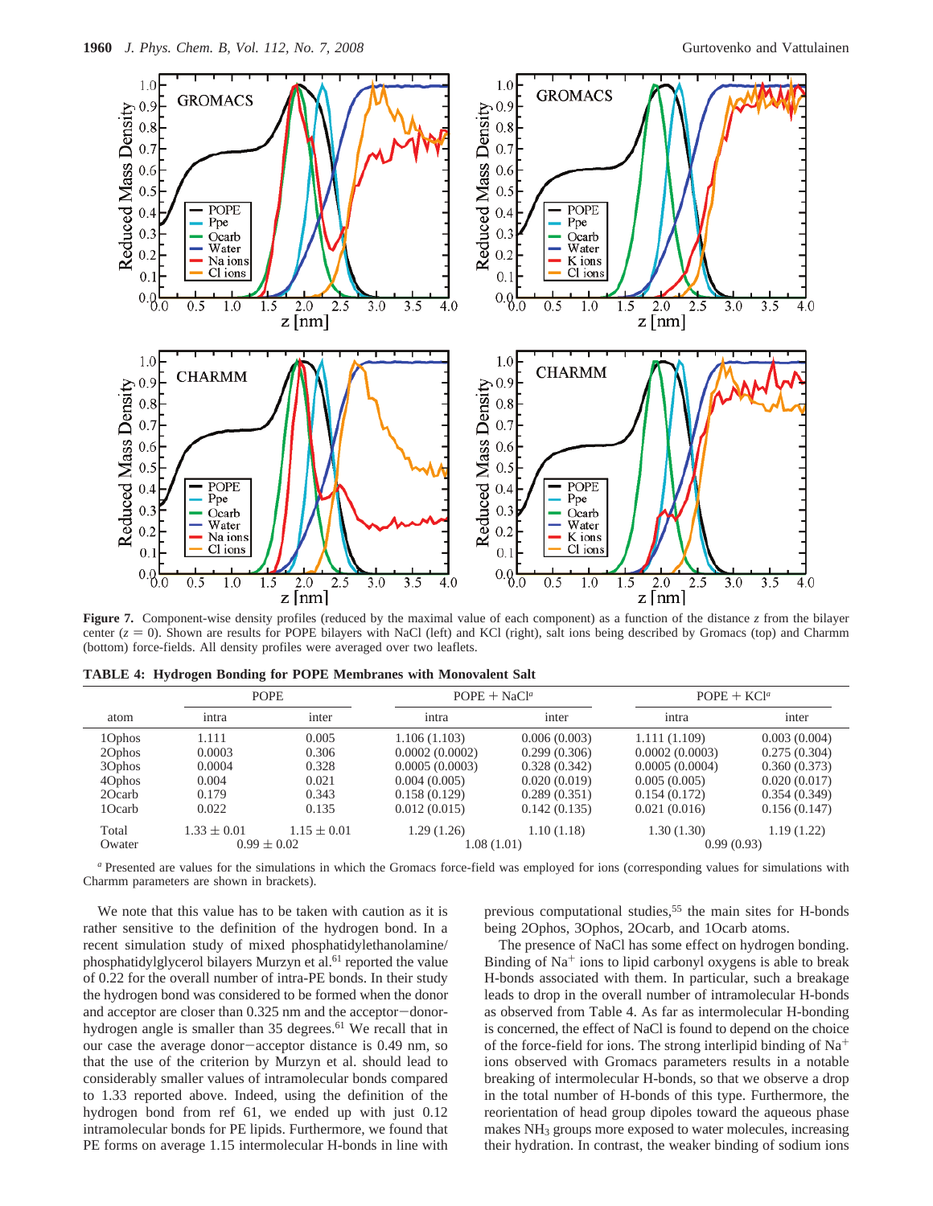Figure 7. Component-wise density profiles (reduced by the maximal value of each component) as a function of the distance $z$ from the bilayer center ($z = 0$). Shown are results for POPE bilayers with NaCl (left) and KCl (right), salt ions being described by Gromacs (top) and Charmm (bottom) force-fields. All density profiles were averaged over two leaflets.

**TABLE 4: Hydrogen Bonding for POPE Membranes with Monovalent Salt**

| atom | POPE intra | POPE inter | POPE + NaCl[a] intra | POPE + NaCl[a] inter | POPE + KCl[a] intra | POPE + KCl[a] inter |
|---|---|---|---|---|---|---|
| 1Ophos | 1.111 | 0.005 | 1.106 (1.103) | 0.006 (0.003) | 1.111 (1.109) | 0.003 (0.004) |
| 2Ophos | 0.0003 | 0.306 | 0.0002 (0.0002) | 0.299 (0.306) | 0.0002 (0.0003) | 0.275 (0.304) |
| 3Ophos | 0.0004 | 0.328 | 0.0005 (0.0003) | 0.328 (0.342) | 0.0005 (0.0004) | 0.360 (0.373) |
| 4Ophos | 0.004 | 0.021 | 0.004 (0.005) | 0.020 (0.019) | 0.005 (0.005) | 0.020 (0.017) |
| 2Ocarb | 0.179 | 0.343 | 0.158 (0.129) | 0.289 (0.351) | 0.154 (0.172) | 0.354 (0.349) |
| 1Ocarb | 0.022 | 0.135 | 0.012 (0.015) | 0.142 (0.135) | 0.021 (0.016) | 0.156 (0.147) |
| Total | 1.33 ± 0.01 | 1.15 ± 0.01 | 1.29 (1.26) | 1.10 (1.18) | 1.30 (1.30) | 1.19 (1.22) |
| Owater | 0.99 ± 0.02 | | 1.08 (1.01) | | 0.99 (0.93) | |

[a] Presented are values for the simulations in which the Gromacs force-field was employed for ions (corresponding values for simulations with Charmm parameters are shown in brackets).

We note that this value has to be taken with caution as it is rather sensitive to the definition of the hydrogen bond. In a recent simulation study of mixed phosphatidylethanolamine/phosphatidylglycerol bilayers Murzyn et al.[61] reported the value of 0.22 for the overall number of intra-PE bonds. In their study the hydrogen bond was considered to be formed when the donor and acceptor are closer than 0.325 nm and the acceptor−donor-hydrogen angle is smaller than 35 degrees.[61] We recall that in our case the average donor−acceptor distance is 0.49 nm, so that the use of the criterion by Murzyn et al. should lead to considerably smaller values of intramolecular bonds compared to 1.33 reported above. Indeed, using the definition of the hydrogen bond from ref 61, we ended up with just 0.12 intramolecular bonds for PE lipids. Furthermore, we found that PE forms on average 1.15 intermolecular H-bonds in line with previous computational studies,[55] the main sites for H-bonds being 2Ophos, 3Ophos, 2Ocarb, and 1Ocarb atoms.

The presence of NaCl has some effect on hydrogen bonding. Binding of $Na^+$ ions to lipid carbonyl oxygens is able to break H-bonds associated with them. In particular, such a breakage leads to drop in the overall number of intramolecular H-bonds as observed from Table 4. As far as intermolecular H-bonding is concerned, the effect of NaCl is found to depend on the choice of the force-field for ions. The strong interlipid binding of $Na^+$ ions observed with Gromacs parameters results in a notable breaking of intermolecular H-bonds, so that we observe a drop in the total number of H-bonds of this type. Furthermore, the reorientation of head group dipoles toward the aqueous phase makes $NH_3$ groups more exposed to water molecules, increasing their hydration. In contrast, the weaker binding of sodium ions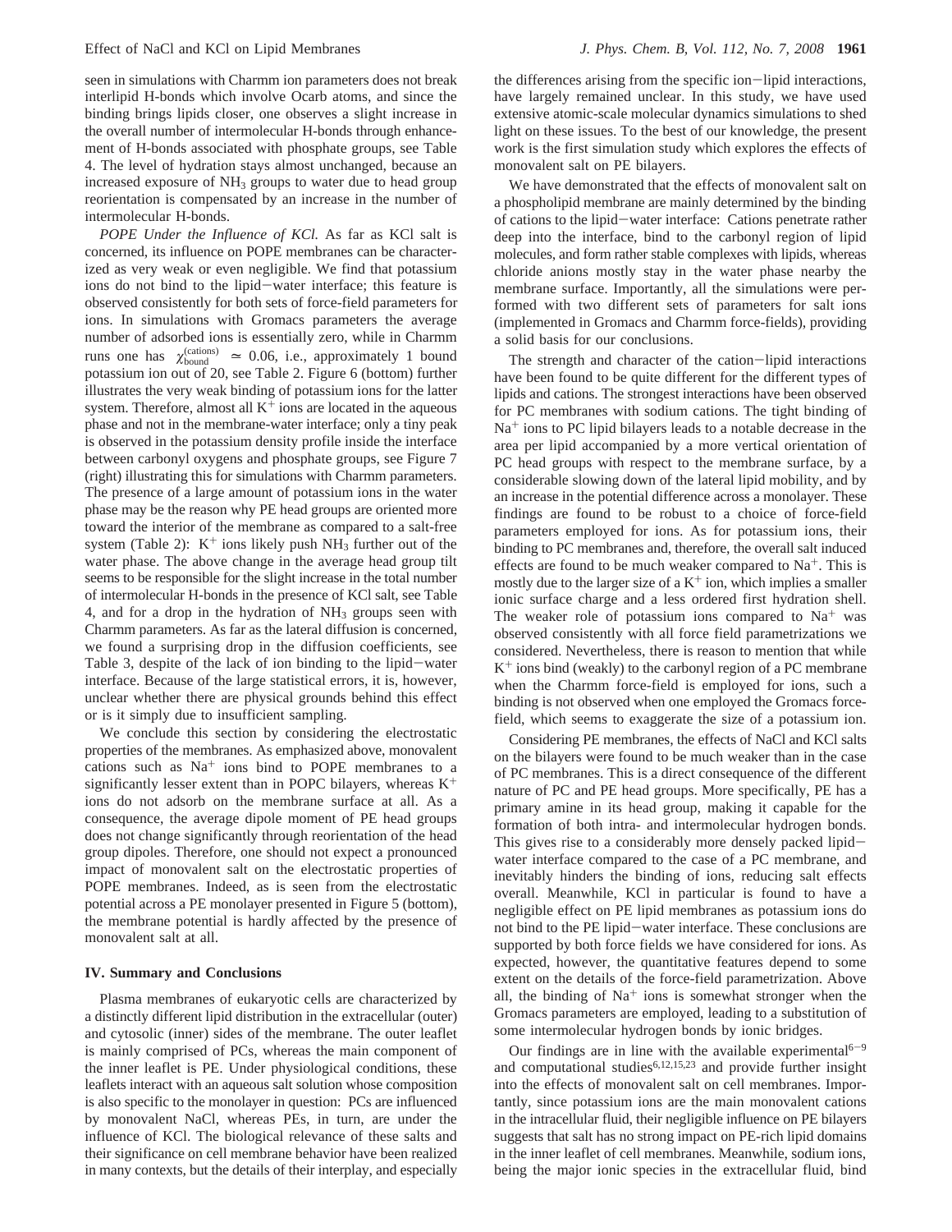seen in simulations with Charmm ion parameters does not break interlipid H-bonds which involve Ocarb atoms, and since the binding brings lipids closer, one observes a slight increase in the overall number of intermolecular H-bonds through enhancement of H-bonds associated with phosphate groups, see Table 4. The level of hydration stays almost unchanged, because an increased exposure of $NH_3$ groups to water due to head group reorientation is compensated by an increase in the number of intermolecular H-bonds.

*POPE Under the Influence of KCl.* As far as KCl salt is concerned, its influence on POPE membranes can be characterized as very weak or even negligible. We find that potassium ions do not bind to the lipid–water interface; this feature is observed consistently for both sets of force-field parameters for ions. In simulations with Gromacs parameters the average number of adsorbed ions is essentially zero, while in Charmm runs one has $\chi_{\rm bound}^{\rm (cations)} \simeq 0.06$, i.e., approximately 1 bound potassium ion out of 20, see Table 2. Figure 6 (bottom) further illustrates the very weak binding of potassium ions for the latter system. Therefore, almost all $K^+$ ions are located in the aqueous phase and not in the membrane-water interface; only a tiny peak is observed in the potassium density profile inside the interface between carbonyl oxygens and phosphate groups, see Figure 7 (right) illustrating this for simulations with Charmm parameters. The presence of a large amount of potassium ions in the water phase may be the reason why PE head groups are oriented more toward the interior of the membrane as compared to a salt-free system (Table 2): $K^+$ ions likely push $NH_3$ further out of the water phase. The above change in the average head group tilt seems to be responsible for the slight increase in the total number of intermolecular H-bonds in the presence of KCl salt, see Table 4, and for a drop in the hydration of $NH_3$ groups seen with Charmm parameters. As far as the lateral diffusion is concerned, we found a surprising drop in the diffusion coefficients, see Table 3, despite of the lack of ion binding to the lipid–water interface. Because of the large statistical errors, it is, however, unclear whether there are physical grounds behind this effect or is it simply due to insufficient sampling.

We conclude this section by considering the electrostatic properties of the membranes. As emphasized above, monovalent cations such as $Na^+$ ions bind to POPE membranes to a significantly lesser extent than in POPC bilayers, whereas $K^+$ ions do not adsorb on the membrane surface at all. As a consequence, the average dipole moment of PE head groups does not change significantly through reorientation of the head group dipoles. Therefore, one should not expect a pronounced impact of monovalent salt on the electrostatic properties of POPE membranes. Indeed, as is seen from the electrostatic potential across a PE monolayer presented in Figure 5 (bottom), the membrane potential is hardly affected by the presence of monovalent salt at all.

## IV. Summary and Conclusions

Plasma membranes of eukaryotic cells are characterized by a distinctly different lipid distribution in the extracellular (outer) and cytosolic (inner) sides of the membrane. The outer leaflet is mainly comprised of PCs, whereas the main component of the inner leaflet is PE. Under physiological conditions, these leaflets interact with an aqueous salt solution whose composition is also specific to the monolayer in question: PCs are influenced by monovalent NaCl, whereas PEs, in turn, are under the influence of KCl. The biological relevance of these salts and their significance on cell membrane behavior have been realized in many contexts, but the details of their interplay, and especially the differences arising from the specific ion–lipid interactions, have largely remained unclear. In this study, we have used extensive atomic-scale molecular dynamics simulations to shed light on these issues. To the best of our knowledge, the present work is the first simulation study which explores the effects of monovalent salt on PE bilayers.

We have demonstrated that the effects of monovalent salt on a phospholipid membrane are mainly determined by the binding of cations to the lipid–water interface: Cations penetrate rather deep into the interface, bind to the carbonyl region of lipid molecules, and form rather stable complexes with lipids, whereas chloride anions mostly stay in the water phase nearby the membrane surface. Importantly, all the simulations were performed with two different sets of parameters for salt ions (implemented in Gromacs and Charmm force-fields), providing a solid basis for our conclusions.

The strength and character of the cation–lipid interactions have been found to be quite different for the different types of lipids and cations. The strongest interactions have been observed for PC membranes with sodium cations. The tight binding of $Na^+$ ions to PC lipid bilayers leads to a notable decrease in the area per lipid accompanied by a more vertical orientation of PC head groups with respect to the membrane surface, by a considerable slowing down of the lateral lipid mobility, and by an increase in the potential difference across a monolayer. These findings are found to be robust to a choice of force-field parameters employed for ions. As for potassium ions, their binding to PC membranes and, therefore, the overall salt induced effects are found to be much weaker compared to $Na^+$. This is mostly due to the larger size of a $K^+$ ion, which implies a smaller ionic surface charge and a less ordered first hydration shell. The weaker role of potassium ions compared to $Na^+$ was observed consistently with all force field parametrizations we considered. Nevertheless, there is reason to mention that while $K^+$ ions bind (weakly) to the carbonyl region of a PC membrane when the Charmm force-field is employed for ions, such a binding is not observed when one employed the Gromacs force-field, which seems to exaggerate the size of a potassium ion.

Considering PE membranes, the effects of NaCl and KCl salts on the bilayers were found to be much weaker than in the case of PC membranes. This is a direct consequence of the different nature of PC and PE head groups. More specifically, PE has a primary amine in its head group, making it capable for the formation of both intra- and intermolecular hydrogen bonds. This gives rise to a considerably more densely packed lipid–water interface compared to the case of a PC membrane, and inevitably hinders the binding of ions, reducing salt effects overall. Meanwhile, KCl in particular is found to have a negligible effect on PE lipid membranes as potassium ions do not bind to the PE lipid–water interface. These conclusions are supported by both force fields we have considered for ions. As expected, however, the quantitative features depend to some extent on the details of the force-field parametrization. Above all, the binding of $Na^+$ ions is somewhat stronger when the Gromacs parameters are employed, leading to a substitution of some intermolecular hydrogen bonds by ionic bridges.

Our findings are in line with the available experimental[6–9] and computational studies[6,12,15,23] and provide further insight into the effects of monovalent salt on cell membranes. Importantly, since potassium ions are the main monovalent cations in the intracellular fluid, their negligible influence on PE bilayers suggests that salt has no strong impact on PE-rich lipid domains in the inner leaflet of cell membranes. Meanwhile, sodium ions, being the major ionic species in the extracellular fluid, bind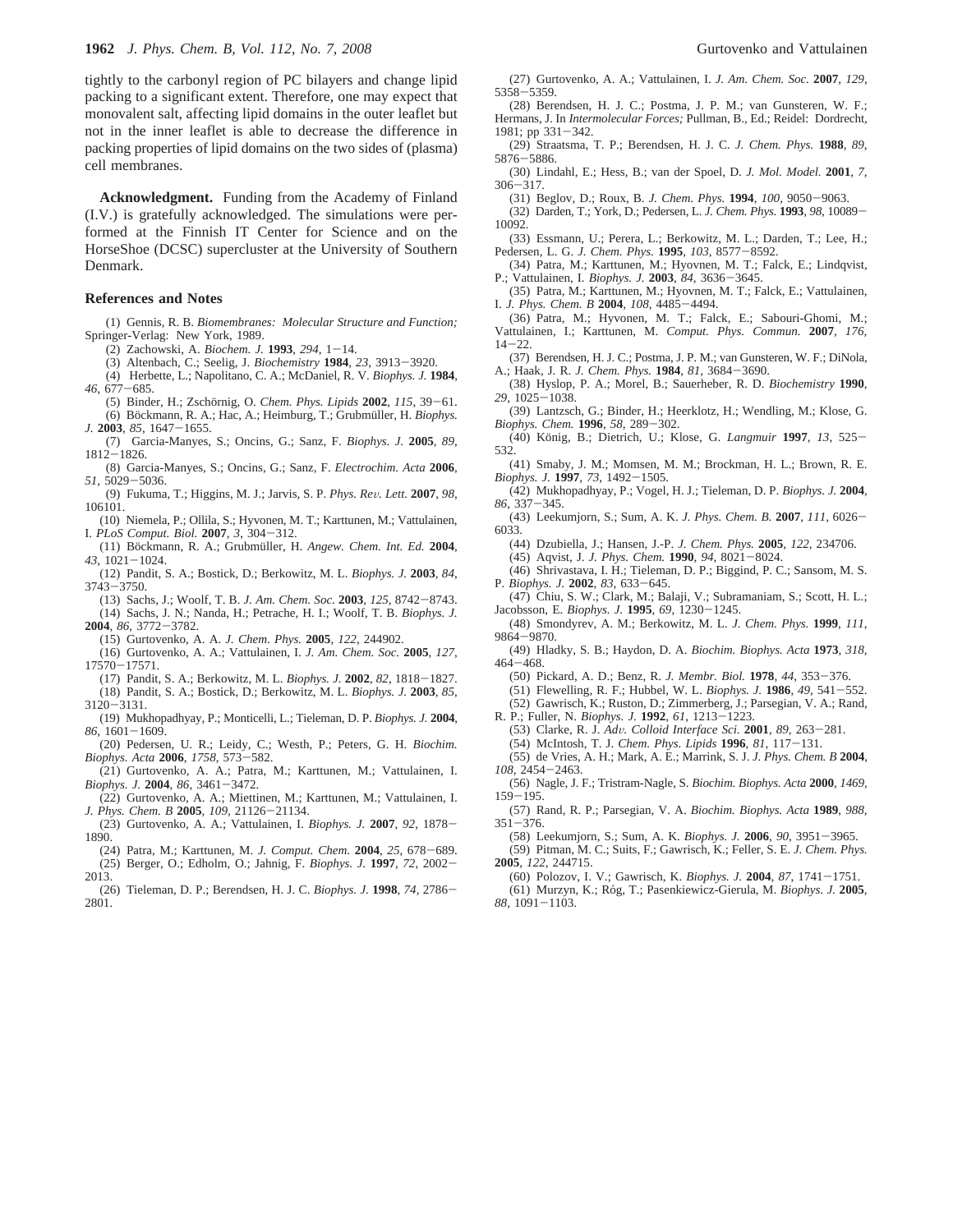tightly to the carbonyl region of PC bilayers and change lipid packing to a significant extent. Therefore, one may expect that monovalent salt, affecting lipid domains in the outer leaflet but not in the inner leaflet is able to decrease the difference in packing properties of lipid domains on the two sides of (plasma) cell membranes.

**Acknowledgment.** Funding from the Academy of Finland (I.V.) is gratefully acknowledged. The simulations were performed at the Finnish IT Center for Science and on the HorseShoe (DCSC) supercluster at the University of Southern Denmark.

### References and Notes

(1) Gennis, R. B. *Biomembranes: Molecular Structure and Function;* Springer-Verlag: New York, 1989.

(2) Zachowski, A. *Biochem. J.* **1993**, *294*, 1−14.

(3) Altenbach, C.; Seelig, J. *Biochemistry* **1984**, *23*, 3913−3920.

(4) Herbette, L.; Napolitano, C. A.; McDaniel, R. V. *Biophys. J.* **1984**, *46*, 677−685.

(5) Binder, H.; Zschörnig, O. *Chem. Phys. Lipids* **2002**, *115*, 39−61.

(6) Böckmann, R. A.; Hac, A.; Heimburg, T.; Grubmüller, H. *Biophys. J.* **2003**, *85*, 1647−1655.

(7) Garcia-Manyes, S.; Oncins, G.; Sanz, F. *Biophys. J.* **2005**, *89*, 1812−1826.

(8) Garcia-Manyes, S.; Oncins, G.; Sanz, F. *Electrochim. Acta* **2006**, *51*, 5029−5036.

(9) Fukuma, T.; Higgins, M. J.; Jarvis, S. P. *Phys. Rev. Lett.* **2007**, *98*, 106101.

(10) Niemela, P.; Ollila, S.; Hyvonen, M. T.; Karttunen, M.; Vattulainen, I. *PLoS Comput. Biol.* **2007**, *3*, 304−312.

(11) Böckmann, R. A.; Grubmüller, H. *Angew. Chem. Int. Ed.* **2004**, *43*, 1021−1024.

(12) Pandit, S. A.; Bostick, D.; Berkowitz, M. L. *Biophys. J.* **2003**, *84*, 3743−3750.

(13) Sachs, J.; Woolf, T. B. *J. Am. Chem. Soc.* **2003**, *125*, 8742−8743.

(14) Sachs, J. N.; Nanda, H.; Petrache, H. I.; Woolf, T. B. *Biophys. J.* **2004**, *86*, 3772−3782.

(15) Gurtovenko, A. A. *J. Chem. Phys.* **2005**, *122*, 244902.

(16) Gurtovenko, A. A.; Vattulainen, I. *J. Am. Chem. Soc.* **2005**, *127*, 17570−17571.

(17) Pandit, S. A.; Berkowitz, M. L. *Biophys. J.* **2002**, *82*, 1818−1827.

(18) Pandit, S. A.; Bostick, D.; Berkowitz, M. L. *Biophys. J.* **2003**, *85*, 3120−3131.

(19) Mukhopadhyay, P.; Monticelli, L.; Tieleman, D. P. *Biophys. J.* **2004**, *86*, 1601−1609.

(20) Pedersen, U. R.; Leidy, C.; Westh, P.; Peters, G. H. *Biochim. Biophys. Acta* **2006**, *1758*, 573−582.

(21) Gurtovenko, A. A.; Patra, M.; Karttunen, M.; Vattulainen, I. *Biophys. J.* **2004**, *86*, 3461−3472.

(22) Gurtovenko, A. A.; Miettinen, M.; Karttunen, M.; Vattulainen, I. *J. Phys. Chem. B* **2005**, *109*, 21126−21134.

(23) Gurtovenko, A. A.; Vattulainen, I. *Biophys. J.* **2007**, *92*, 1878−1890.

(24) Patra, M.; Karttunen, M. *J. Comput. Chem.* **2004**, *25*, 678−689.

(25) Berger, O.; Edholm, O.; Jahnig, F. *Biophys. J.* **1997**, *72*, 2002−2013.

(26) Tieleman, D. P.; Berendsen, H. J. C. *Biophys. J.* **1998**, *74*, 2786−2801.

(27) Gurtovenko, A. A.; Vattulainen, I. *J. Am. Chem. Soc.* **2007**, *129*, 5358−5359.

(28) Berendsen, H. J. C.; Postma, J. P. M.; van Gunsteren, W. F.; Hermans, J. In *Intermolecular Forces;* Pullman, B., Ed.; Reidel: Dordrecht, 1981; pp 331−342.

(29) Straatsma, T. P.; Berendsen, H. J. C. *J. Chem. Phys.* **1988**, *89*, 5876−5886.

(30) Lindahl, E.; Hess, B.; van der Spoel, D. *J. Mol. Model.* **2001**, *7*, 306−317.

(31) Beglov, D.; Roux, B. *J. Chem. Phys.* **1994**, *100*, 9050−9063.

(32) Darden, T.; York, D.; Pedersen, L. *J. Chem. Phys.* **1993**, *98*, 10089−10092.

(33) Essmann, U.; Perera, L.; Berkowitz, M. L.; Darden, T.; Lee, H.; Pedersen, L. G. *J. Chem. Phys.* **1995**, *103*, 8577−8592.

(34) Patra, M.; Karttunen, M.; Hyovnen, M. T.; Falck, E.; Lindqvist, P.; Vattulainen, I. *Biophys. J.* **2003**, *84*, 3636−3645.

(35) Patra, M.; Karttunen, M.; Hyovnen, M. T.; Falck, E.; Vattulainen, I. *J. Phys. Chem. B* **2004**, *108*, 4485−4494.

(36) Patra, M.; Hyvonen, M. T.; Falck, E.; Sabouri-Ghomi, M.; Vattulainen, I.; Karttunen, M. *Comput. Phys. Commun.* **2007**, *176*, 14−22.

(37) Berendsen, H. J. C.; Postma, J. P. M.; van Gunsteren, W. F.; DiNola, A.; Haak, J. R. *J. Chem. Phys.* **1984**, *81*, 3684−3690.

(38) Hyslop, P. A.; Morel, B.; Sauerheber, R. D. *Biochemistry* **1990**, *29*, 1025−1038.

(39) Lantzsch, G.; Binder, H.; Heerklotz, H.; Wendling, M.; Klose, G. *Biophys. Chem.* **1996**, *58*, 289−302.

(40) König, B.; Dietrich, U.; Klose, G. *Langmuir* **1997**, *13*, 525−532.

(41) Smaby, J. M.; Momsen, M. M.; Brockman, H. L.; Brown, R. E. *Biophys. J.* **1997**, *73*, 1492−1505.

(42) Mukhopadhyay, P.; Vogel, H. J.; Tieleman, D. P. *Biophys. J.* **2004**, *86*, 337−345.

(43) Leekumjorn, S.; Sum, A. K. *J. Phys. Chem. B.* **2007**, *111*, 6026−6033.

(44) Dzubiella, J.; Hansen, J.-P. *J. Chem. Phys.* **2005**, *122*, 234706.

(45) Aqvist, J. *J. Phys. Chem.* **1990**, *94*, 8021−8024.

(46) Shrivastava, I. H.; Tieleman, D. P.; Biggind, P. C.; Sansom, M. S. P. *Biophys. J.* **2002**, *83*, 633−645.

(47) Chiu, S. W.; Clark, M.; Balaji, V.; Subramaniam, S.; Scott, H. L.; Jacobsson, E. *Biophys. J.* **1995**, *69*, 1230−1245.

(48) Smondyrev, A. M.; Berkowitz, M. L. *J. Chem. Phys.* **1999**, *111*, 9864−9870.

(49) Hladky, S. B.; Haydon, D. A. *Biochim. Biophys. Acta* **1973**, *318*, 464−468.

(50) Pickard, A. D.; Benz, R. *J. Membr. Biol.* **1978**, *44*, 353−376.

(51) Flewelling, R. F.; Hubbel, W. L. *Biophys. J.* **1986**, *49*, 541−552.

(52) Gawrisch, K.; Ruston, D.; Zimmerberg, J.; Parsegian, V. A.; Rand, R. P.; Fuller, N. *Biophys. J.* **1992**, *61*, 1213−1223.

(53) Clarke, R. J. *Adv. Colloid Interface Sci.* **2001**, *89*, 263−281.

(54) McIntosh, T. J. *Chem. Phys. Lipids* **1996**, *81*, 117−131.

(55) de Vries, A. H.; Mark, A. E.; Marrink, S. J. *J. Phys. Chem. B* **2004**, *108*, 2454−2463.

(56) Nagle, J. F.; Tristram-Nagle, S. *Biochim. Biophys. Acta* **2000**, *1469*, 159−195.

(57) Rand, R. P.; Parsegian, V. A. *Biochim. Biophys. Acta* **1989**, *988*, 351−376.

(58) Leekumjorn, S.; Sum, A. K. *Biophys. J.* **2006**, *90*, 3951−3965.

(59) Pitman, M. C.; Suits, F.; Gawrisch, K.; Feller, S. E. *J. Chem. Phys.* **2005**, *122*, 244715.

(60) Polozov, I. V.; Gawrisch, K. *Biophys. J.* **2004**, *87*, 1741−1751.

(61) Murzyn, K.; Róg, T.; Pasenkiewicz-Gierula, M. *Biophys. J.* **2005**, *88*, 1091−1103.